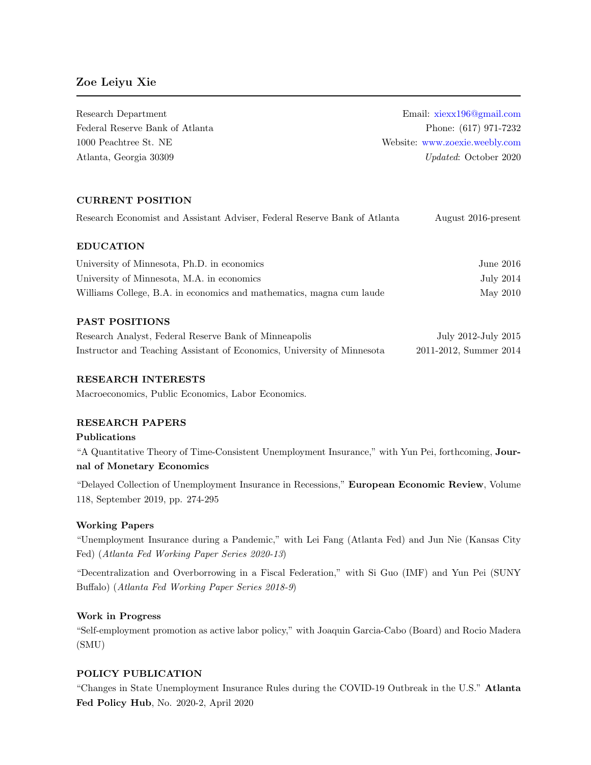# Zoe Leiyu Xie

Research Department
Federal Reserve Bank of Atlanta
1000 Peachtree St. NE
Atlanta, Georgia 30309

Email: xiexx196@gmail.com
Phone: (617) 971-7232
Website: www.zoexie.weebly.com
*Updated*: October 2020

## CURRENT POSITION

Research Economist and Assistant Adviser, Federal Reserve Bank of Atlanta — August 2016-present

## EDUCATION

University of Minnesota, Ph.D. in economics — June 2016
University of Minnesota, M.A. in economics — July 2014
Williams College, B.A. in economics and mathematics, magna cum laude — May 2010

## PAST POSITIONS

Research Analyst, Federal Reserve Bank of Minneapolis — July 2012-July 2015
Instructor and Teaching Assistant of Economics, University of Minnesota — 2011-2012, Summer 2014

## RESEARCH INTERESTS

Macroeconomics, Public Economics, Labor Economics.

## RESEARCH PAPERS

### Publications

"A Quantitative Theory of Time-Consistent Unemployment Insurance," with Yun Pei, forthcoming, **Journal of Monetary Economics**

"Delayed Collection of Unemployment Insurance in Recessions," **European Economic Review**, Volume 118, September 2019, pp. 274-295

### Working Papers

"Unemployment Insurance during a Pandemic," with Lei Fang (Atlanta Fed) and Jun Nie (Kansas City Fed) (*Atlanta Fed Working Paper Series 2020-13*)

"Decentralization and Overborrowing in a Fiscal Federation," with Si Guo (IMF) and Yun Pei (SUNY Buffalo) (*Atlanta Fed Working Paper Series 2018-9*)

### Work in Progress

"Self-employment promotion as active labor policy," with Joaquin Garcia-Cabo (Board) and Rocio Madera (SMU)

## POLICY PUBLICATION

"Changes in State Unemployment Insurance Rules during the COVID-19 Outbreak in the U.S." **Atlanta Fed Policy Hub**, No. 2020-2, April 2020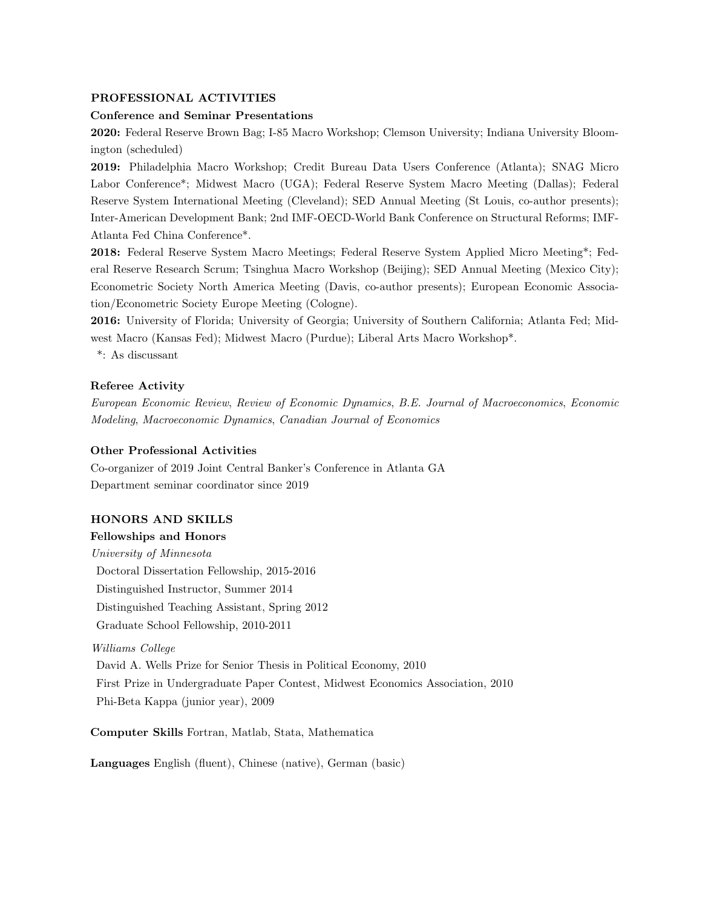## PROFESSIONAL ACTIVITIES

### Conference and Seminar Presentations

**2020:** Federal Reserve Brown Bag; I-85 Macro Workshop; Clemson University; Indiana University Bloomington (scheduled)

**2019:** Philadelphia Macro Workshop; Credit Bureau Data Users Conference (Atlanta); SNAG Micro Labor Conference*; Midwest Macro (UGA); Federal Reserve System Macro Meeting (Dallas); Federal Reserve System International Meeting (Cleveland); SED Annual Meeting (St Louis, co-author presents); Inter-American Development Bank; 2nd IMF-OECD-World Bank Conference on Structural Reforms; IMF-Atlanta Fed China Conference*.

**2018:** Federal Reserve System Macro Meetings; Federal Reserve System Applied Micro Meeting*; Federal Reserve Research Scrum; Tsinghua Macro Workshop (Beijing); SED Annual Meeting (Mexico City); Econometric Society North America Meeting (Davis, co-author presents); European Economic Association/Econometric Society Europe Meeting (Cologne).

**2016:** University of Florida; University of Georgia; University of Southern California; Atlanta Fed; Midwest Macro (Kansas Fed); Midwest Macro (Purdue); Liberal Arts Macro Workshop*.

*: As discussant

### Referee Activity

*European Economic Review*, *Review of Economic Dynamics*, *B.E. Journal of Macroeconomics*, *Economic Modeling*, *Macroeconomic Dynamics*, *Canadian Journal of Economics*

### Other Professional Activities

Co-organizer of 2019 Joint Central Banker's Conference in Atlanta GA

Department seminar coordinator since 2019

## HONORS AND SKILLS

### Fellowships and Honors

*University of Minnesota*

Doctoral Dissertation Fellowship, 2015-2016

Distinguished Instructor, Summer 2014

Distinguished Teaching Assistant, Spring 2012

Graduate School Fellowship, 2010-2011

*Williams College*

David A. Wells Prize for Senior Thesis in Political Economy, 2010

First Prize in Undergraduate Paper Contest, Midwest Economics Association, 2010

Phi-Beta Kappa (junior year), 2009

**Computer Skills** Fortran, Matlab, Stata, Mathematica

**Languages** English (fluent), Chinese (native), German (basic)